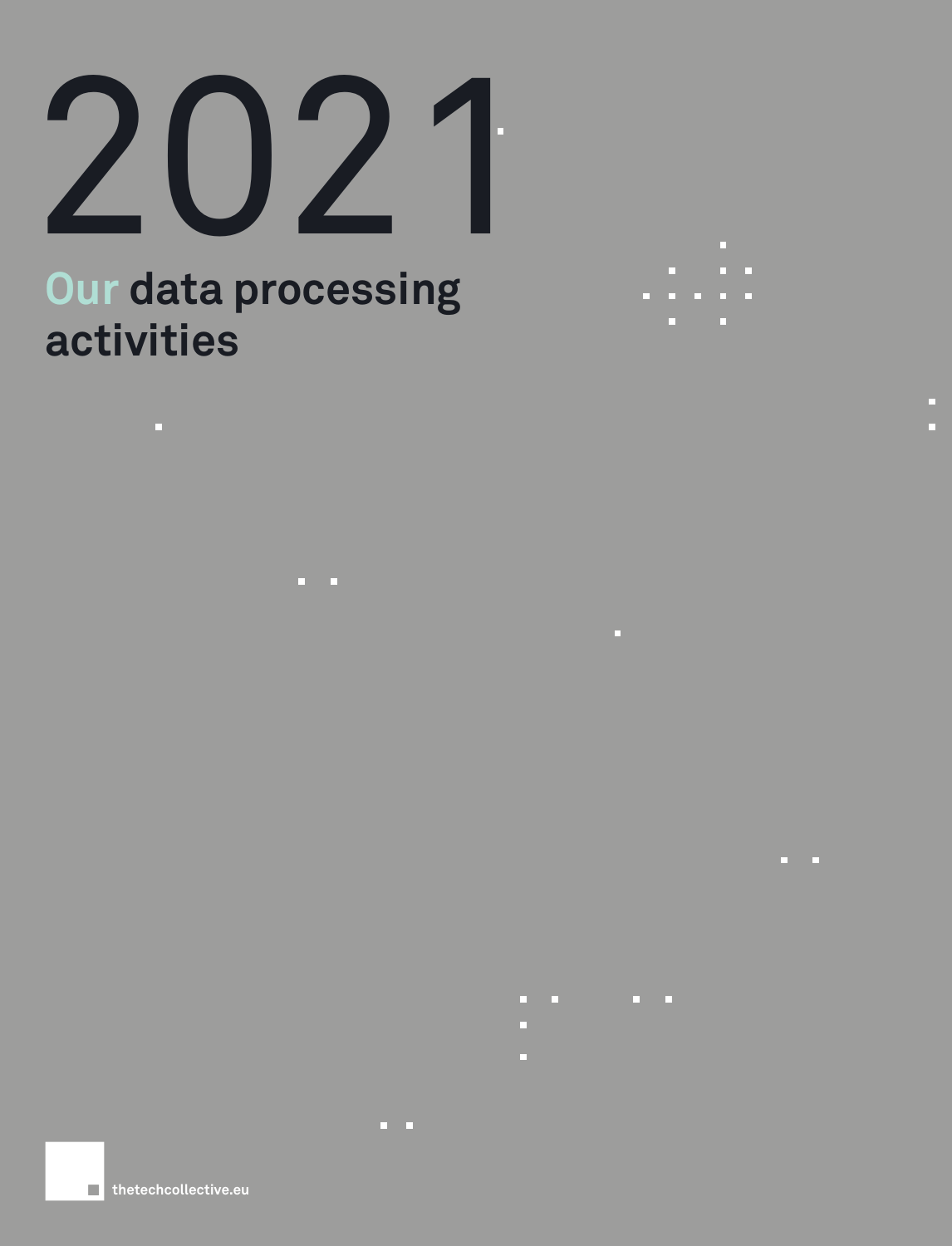# 2021

## Our data processing activities

thetechcollective.eu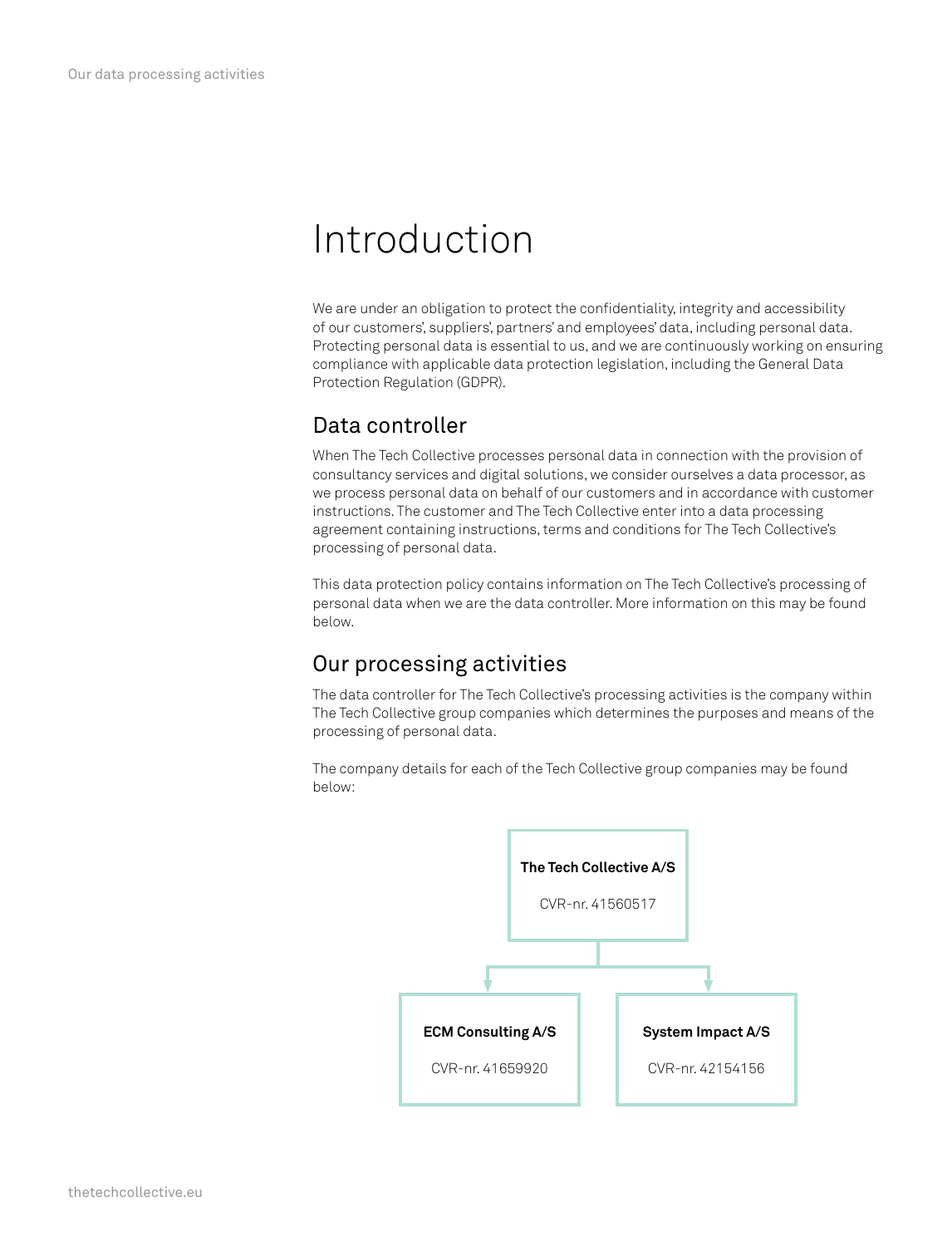# Introduction

We are under an obligation to protect the confidentiality, integrity and accessibility of our customers', suppliers', partners' and employees' data, including personal data. Protecting personal data is essential to us, and we are continuously working on ensuring compliance with applicable data protection legislation, including the General Data Protection Regulation (GDPR).

## Data controller

When The Tech Collective processes personal data in connection with the provision of consultancy services and digital solutions, we consider ourselves a data processor, as we process personal data on behalf of our customers and in accordance with customer instructions. The customer and The Tech Collective enter into a data processing agreement containing instructions, terms and conditions for The Tech Collective's processing of personal data.

This data protection policy contains information on The Tech Collective's processing of personal data when we are the data controller. More information on this may be found below.

## Our processing activities

The data controller for The Tech Collective's processing activities is the company within The Tech Collective group companies which determines the purposes and means of the processing of personal data.

The company details for each of the Tech Collective group companies may be found below:

**The Tech Collective A/S**
CVR-nr. 41560517

- **ECM Consulting A/S**
  CVR-nr. 41659920
- **System Impact A/S**
  CVR-nr. 42154156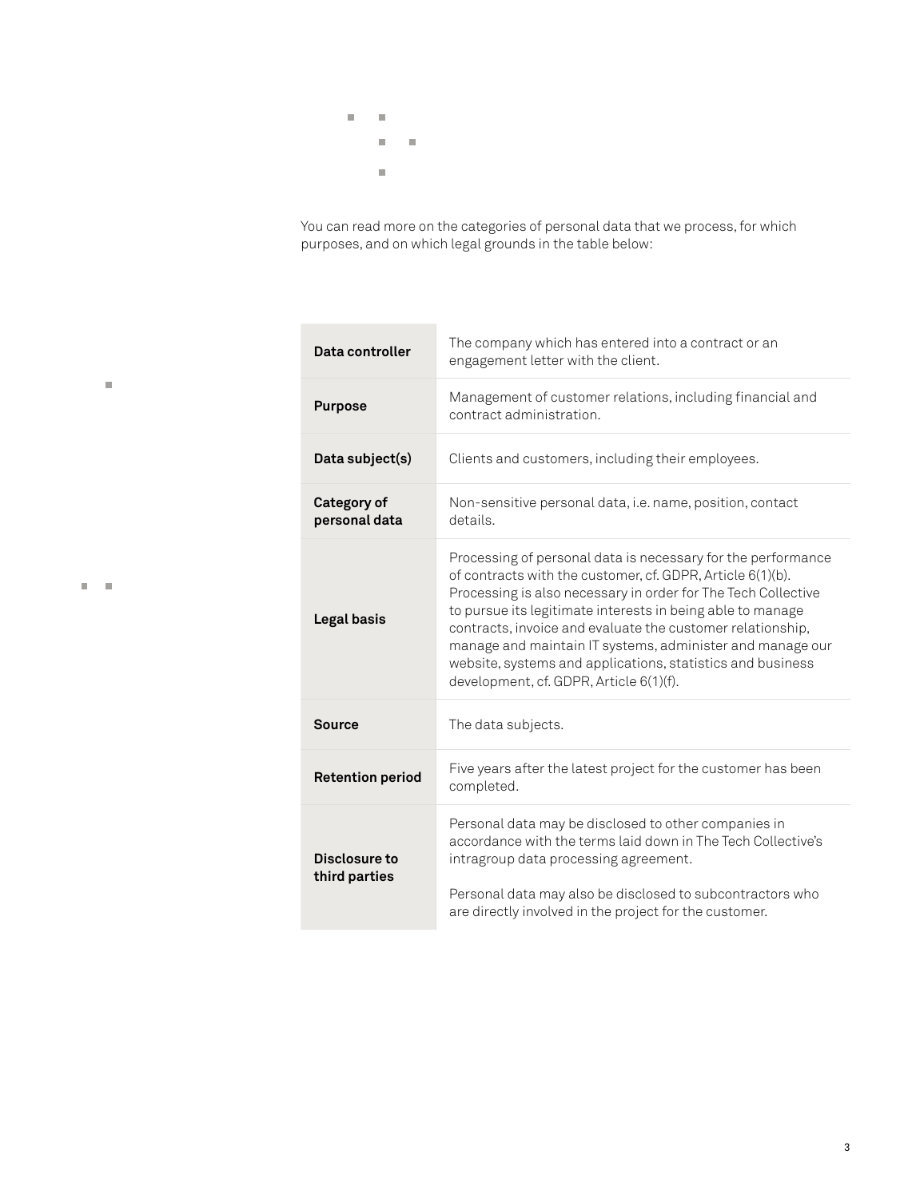You can read more on the categories of personal data that we process, for which purposes, and on which legal grounds in the table below:

| | |
|---|---|
| **Data controller** | The company which has entered into a contract or an engagement letter with the client. |
| **Purpose** | Management of customer relations, including financial and contract administration. |
| **Data subject(s)** | Clients and customers, including their employees. |
| **Category of personal data** | Non-sensitive personal data, i.e. name, position, contact details. |
| **Legal basis** | Processing of personal data is necessary for the performance of contracts with the customer, cf. GDPR, Article 6(1)(b). Processing is also necessary in order for The Tech Collective to pursue its legitimate interests in being able to manage contracts, invoice and evaluate the customer relationship, manage and maintain IT systems, administer and manage our website, systems and applications, statistics and business development, cf. GDPR, Article 6(1)(f). |
| **Source** | The data subjects. |
| **Retention period** | Five years after the latest project for the customer has been completed. |
| **Disclosure to third parties** | Personal data may be disclosed to other companies in accordance with the terms laid down in The Tech Collective's intragroup data processing agreement.<br><br>Personal data may also be disclosed to subcontractors who are directly involved in the project for the customer. |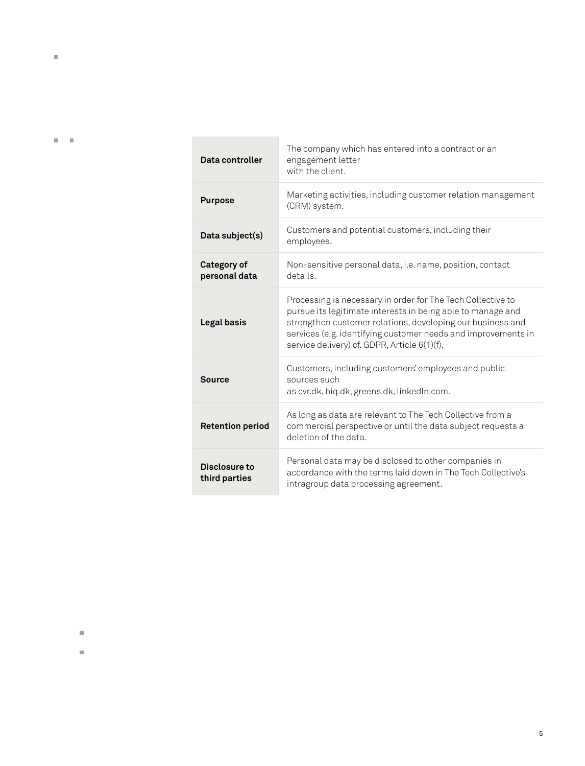| Data controller | The company which has entered into a contract or an engagement letter with the client. |
|---|---|
| Purpose | Marketing activities, including customer relation management (CRM) system. |
| Data subject(s) | Customers and potential customers, including their employees. |
| Category of personal data | Non-sensitive personal data, i.e. name, position, contact details. |
| Legal basis | Processing is necessary in order for The Tech Collective to pursue its legitimate interests in being able to manage and strengthen customer relations, developing our business and services (e.g. identifying customer needs and improvements in service delivery) cf. GDPR, Article 6(1)(f). |
| Source | Customers, including customers' employees and public sources such as cvr.dk, biq.dk, greens.dk, linkedIn.com. |
| Retention period | As long as data are relevant to The Tech Collective from a commercial perspective or until the data subject requests a deletion of the data. |
| Disclosure to third parties | Personal data may be disclosed to other companies in accordance with the terms laid down in The Tech Collective's intragroup data processing agreement. |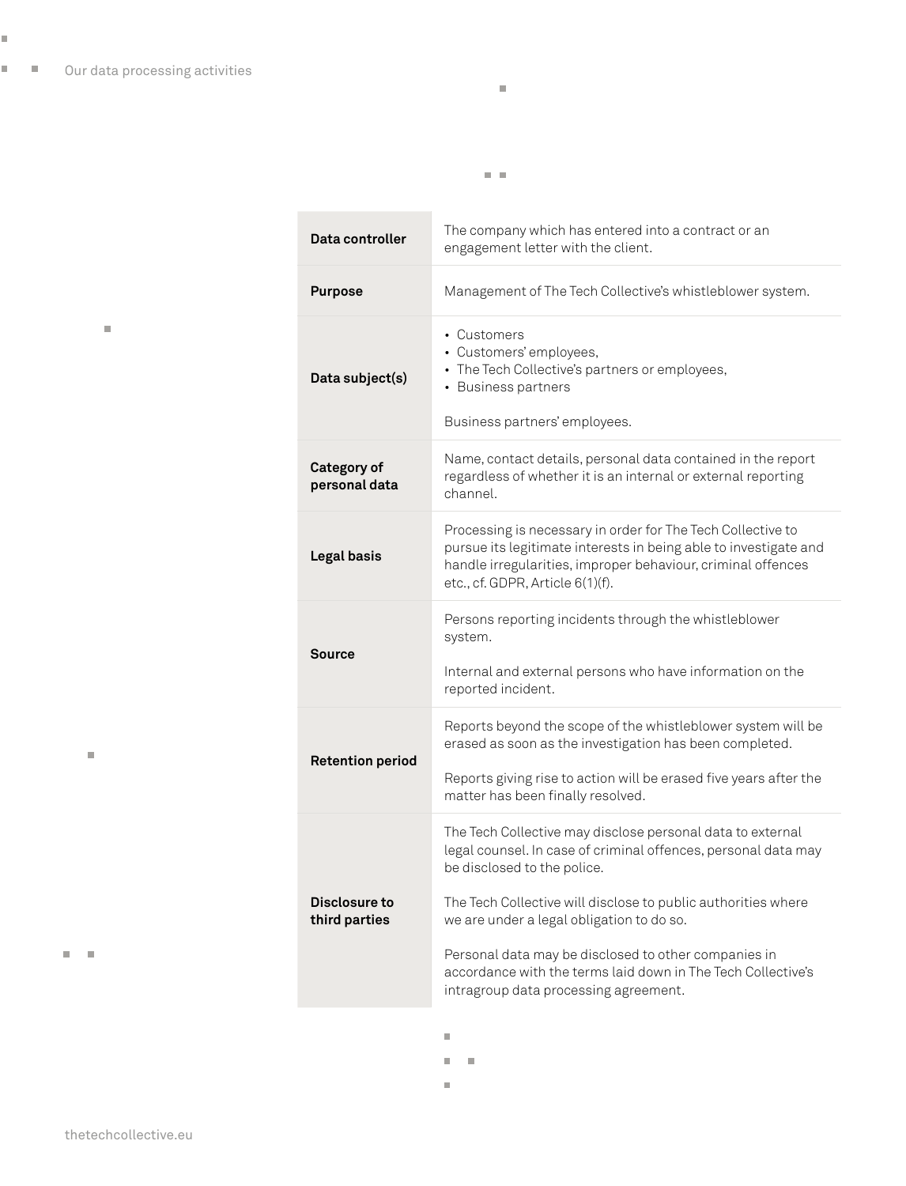| | |
|---|---|
| **Data controller** | The company which has entered into a contract or an engagement letter with the client. |
| **Purpose** | Management of The Tech Collective's whistleblower system. |
| **Data subject(s)** | • Customers<br>• Customers' employees,<br>• The Tech Collective's partners or employees,<br>• Business partners<br><br>Business partners' employees. |
| **Category of personal data** | Name, contact details, personal data contained in the report regardless of whether it is an internal or external reporting channel. |
| **Legal basis** | Processing is necessary in order for The Tech Collective to pursue its legitimate interests in being able to investigate and handle irregularities, improper behaviour, criminal offences etc., cf. GDPR, Article 6(1)(f). |
| **Source** | Persons reporting incidents through the whistleblower system.<br><br>Internal and external persons who have information on the reported incident. |
| **Retention period** | Reports beyond the scope of the whistleblower system will be erased as soon as the investigation has been completed.<br><br>Reports giving rise to action will be erased five years after the matter has been finally resolved. |
| **Disclosure to third parties** | The Tech Collective may disclose personal data to external legal counsel. In case of criminal offences, personal data may be disclosed to the police.<br><br>The Tech Collective will disclose to public authorities where we are under a legal obligation to do so.<br><br>Personal data may be disclosed to other companies in accordance with the terms laid down in The Tech Collective's intragroup data processing agreement. |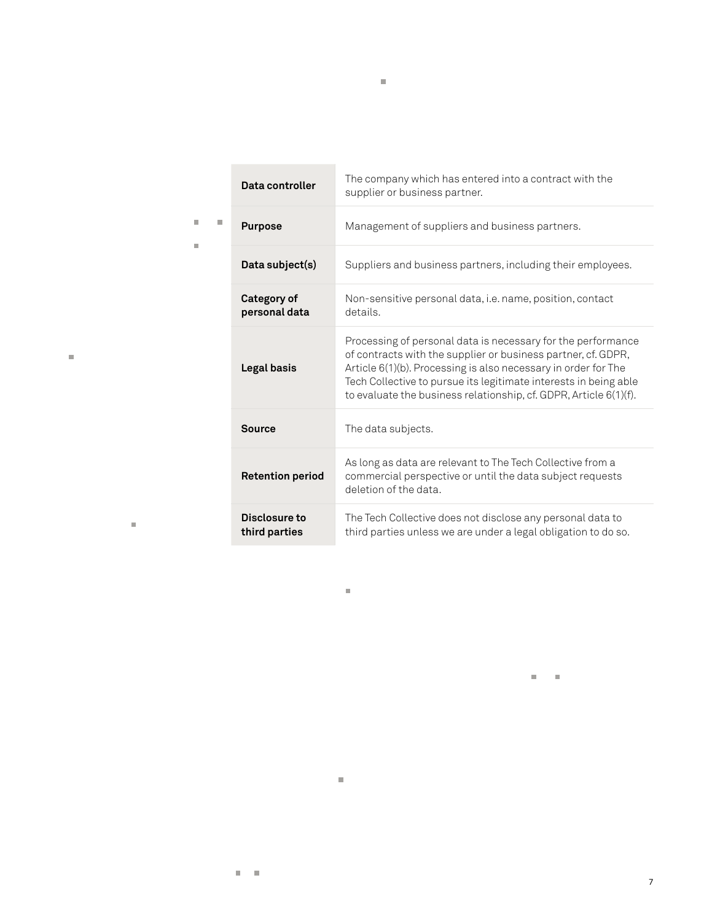| | |
|---|---|
| **Data controller** | The company which has entered into a contract with the supplier or business partner. |
| **Purpose** | Management of suppliers and business partners. |
| **Data subject(s)** | Suppliers and business partners, including their employees. |
| **Category of personal data** | Non-sensitive personal data, i.e. name, position, contact details. |
| **Legal basis** | Processing of personal data is necessary for the performance of contracts with the supplier or business partner, cf. GDPR, Article 6(1)(b). Processing is also necessary in order for The Tech Collective to pursue its legitimate interests in being able to evaluate the business relationship, cf. GDPR, Article 6(1)(f). |
| **Source** | The data subjects. |
| **Retention period** | As long as data are relevant to The Tech Collective from a commercial perspective or until the data subject requests deletion of the data. |
| **Disclosure to third parties** | The Tech Collective does not disclose any personal data to third parties unless we are under a legal obligation to do so. |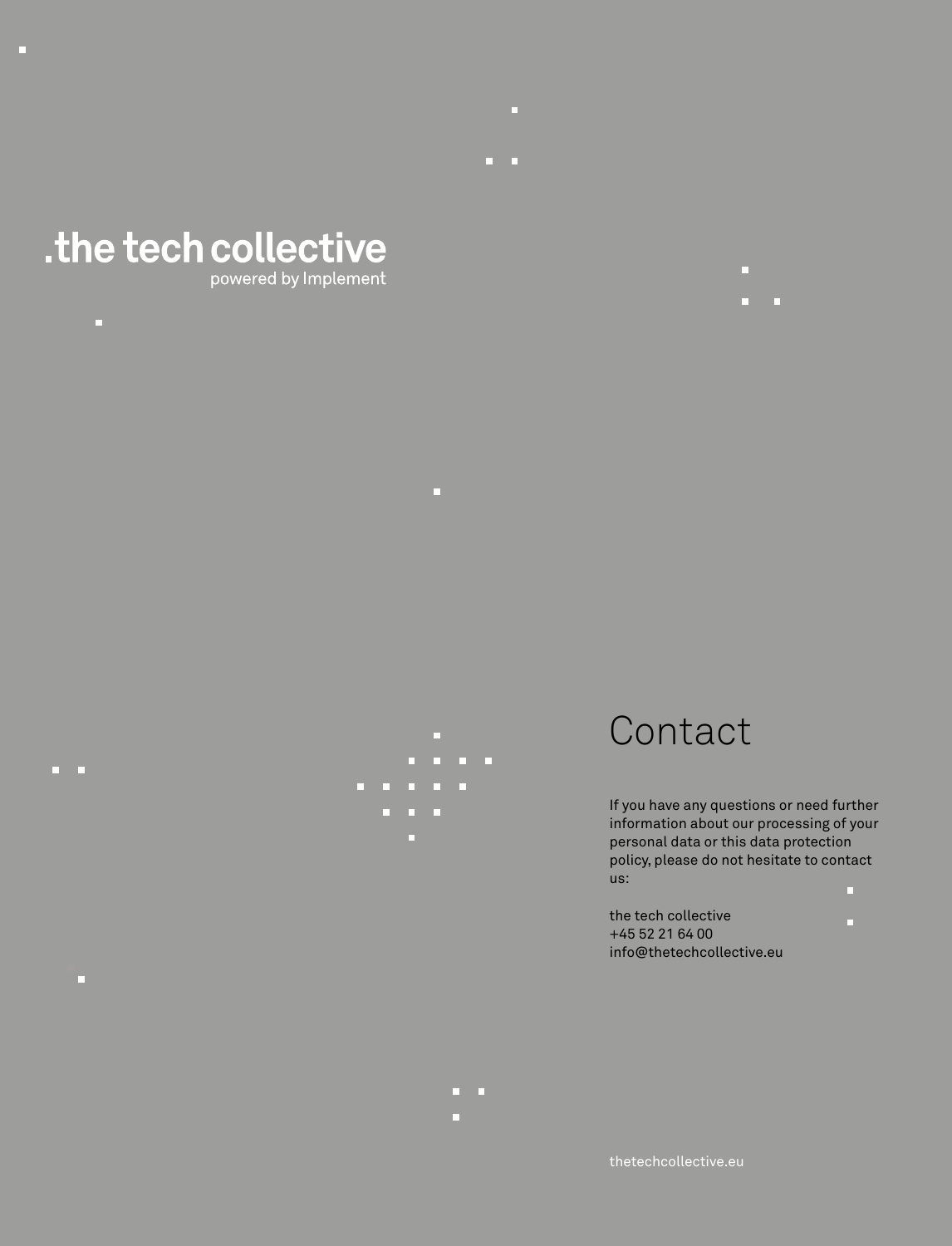.the tech collective
powered by Implement

# Contact

If you have any questions or need further information about our processing of your personal data or this data protection policy, please do not hesitate to contact us:

the tech collective
+45 52 21 64 00
info@thetechcollective.eu

thetechcollective.eu